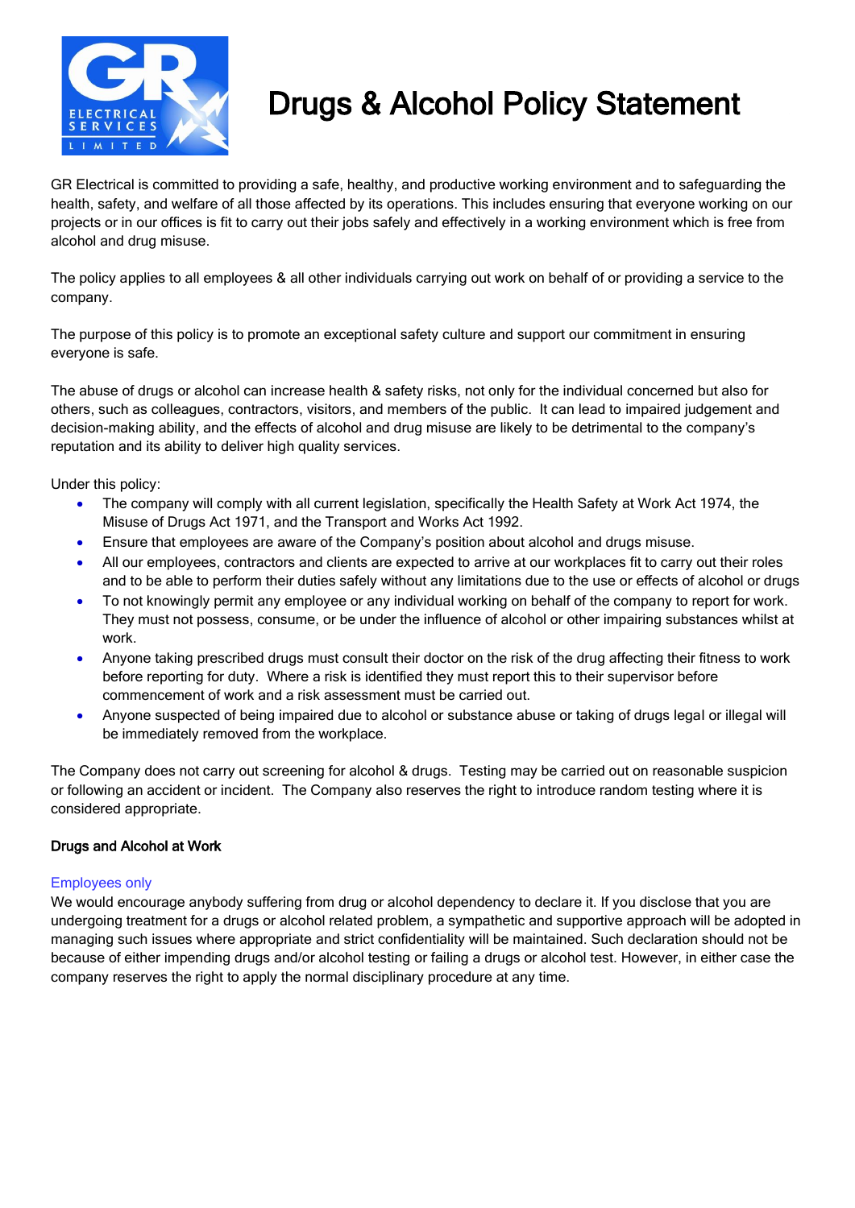# Drugs & Alcohol Policy Statement

GR Electrical is committed to providing a safe, healthy, and productive working environment and to safeguarding the health, safety, and welfare of all those affected by its operations. This includes ensuring that everyone working on our projects or in our offices is fit to carry out their jobs safely and effectively in a working environment which is free from alcohol and drug misuse.

The policy applies to all employees & all other individuals carrying out work on behalf of or providing a service to the company.

The purpose of this policy is to promote an exceptional safety culture and support our commitment in ensuring everyone is safe.

The abuse of drugs or alcohol can increase health & safety risks, not only for the individual concerned but also for others, such as colleagues, contractors, visitors, and members of the public. It can lead to impaired judgement and decision-making ability, and the effects of alcohol and drug misuse are likely to be detrimental to the company's reputation and its ability to deliver high quality services.

Under this policy:

- The company will comply with all current legislation, specifically the Health Safety at Work Act 1974, the Misuse of Drugs Act 1971, and the Transport and Works Act 1992.
- Ensure that employees are aware of the Company's position about alcohol and drugs misuse.
- All our employees, contractors and clients are expected to arrive at our workplaces fit to carry out their roles and to be able to perform their duties safely without any limitations due to the use or effects of alcohol or drugs
- To not knowingly permit any employee or any individual working on behalf of the company to report for work. They must not possess, consume, or be under the influence of alcohol or other impairing substances whilst at work.
- Anyone taking prescribed drugs must consult their doctor on the risk of the drug affecting their fitness to work before reporting for duty. Where a risk is identified they must report this to their supervisor before commencement of work and a risk assessment must be carried out.
- Anyone suspected of being impaired due to alcohol or substance abuse or taking of drugs legal or illegal will be immediately removed from the workplace.

The Company does not carry out screening for alcohol & drugs. Testing may be carried out on reasonable suspicion or following an accident or incident. The Company also reserves the right to introduce random testing where it is considered appropriate.

**Drugs and Alcohol at Work**

Employees only

We would encourage anybody suffering from drug or alcohol dependency to declare it. If you disclose that you are undergoing treatment for a drugs or alcohol related problem, a sympathetic and supportive approach will be adopted in managing such issues where appropriate and strict confidentiality will be maintained. Such declaration should not be because of either impending drugs and/or alcohol testing or failing a drugs or alcohol test. However, in either case the company reserves the right to apply the normal disciplinary procedure at any time.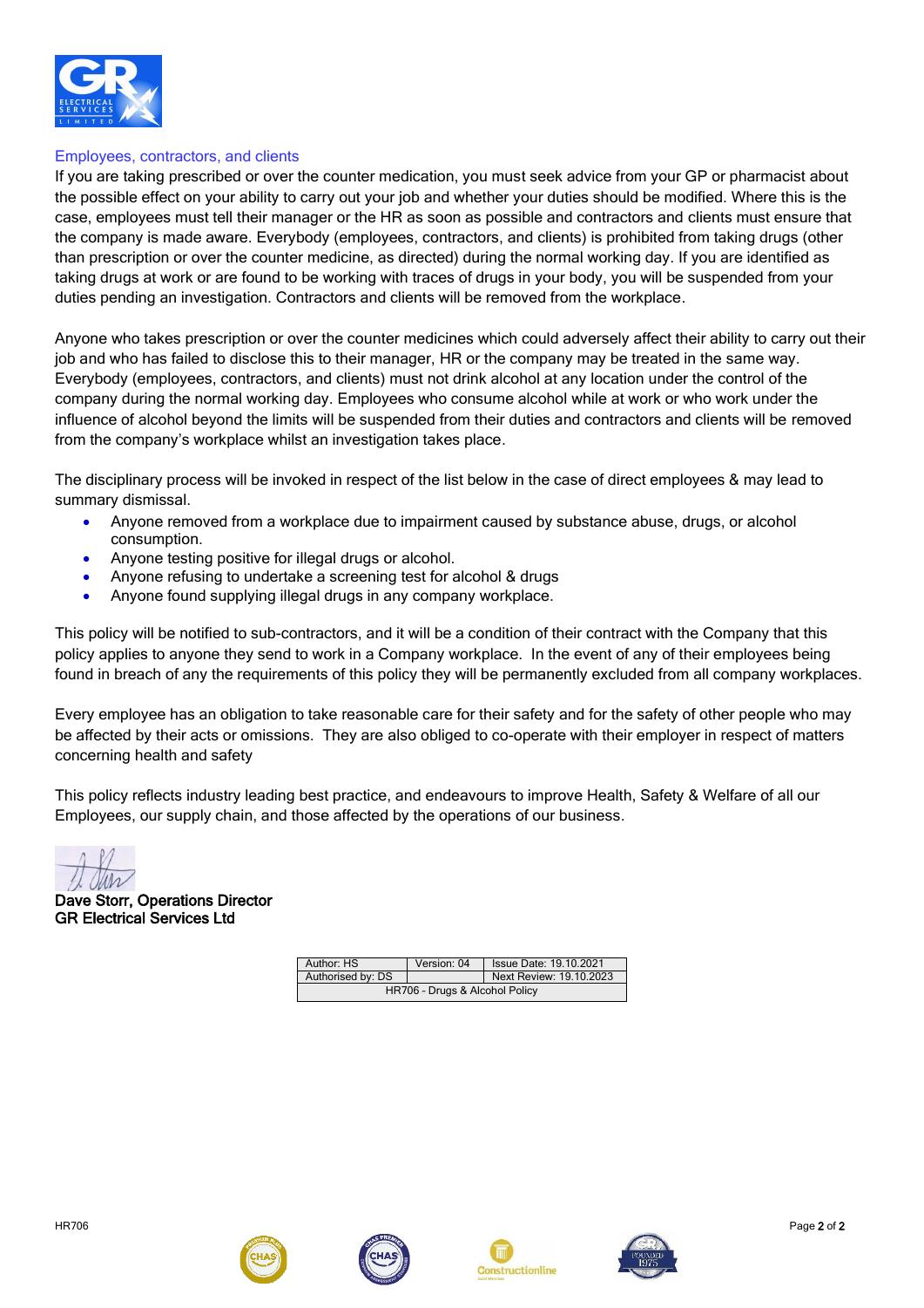## Employees, contractors, and clients

If you are taking prescribed or over the counter medication, you must seek advice from your GP or pharmacist about the possible effect on your ability to carry out your job and whether your duties should be modified. Where this is the case, employees must tell their manager or the HR as soon as possible and contractors and clients must ensure that the company is made aware. Everybody (employees, contractors, and clients) is prohibited from taking drugs (other than prescription or over the counter medicine, as directed) during the normal working day. If you are identified as taking drugs at work or are found to be working with traces of drugs in your body, you will be suspended from your duties pending an investigation. Contractors and clients will be removed from the workplace.

Anyone who takes prescription or over the counter medicines which could adversely affect their ability to carry out their job and who has failed to disclose this to their manager, HR or the company may be treated in the same way. Everybody (employees, contractors, and clients) must not drink alcohol at any location under the control of the company during the normal working day. Employees who consume alcohol while at work or who work under the influence of alcohol beyond the limits will be suspended from their duties and contractors and clients will be removed from the company's workplace whilst an investigation takes place.

The disciplinary process will be invoked in respect of the list below in the case of direct employees & may lead to summary dismissal.

- Anyone removed from a workplace due to impairment caused by substance abuse, drugs, or alcohol consumption.
- Anyone testing positive for illegal drugs or alcohol.
- Anyone refusing to undertake a screening test for alcohol & drugs
- Anyone found supplying illegal drugs in any company workplace.

This policy will be notified to sub-contractors, and it will be a condition of their contract with the Company that this policy applies to anyone they send to work in a Company workplace. In the event of any of their employees being found in breach of any the requirements of this policy they will be permanently excluded from all company workplaces.

Every employee has an obligation to take reasonable care for their safety and for the safety of other people who may be affected by their acts or omissions. They are also obliged to co-operate with their employer in respect of matters concerning health and safety

This policy reflects industry leading best practice, and endeavours to improve Health, Safety & Welfare of all our Employees, our supply chain, and those affected by the operations of our business.

**Dave Storr, Operations Director**
**GR Electrical Services Ltd**

| | | |
|---|---|---|
| Author: HS | Version: 04 | Issue Date: 19.10.2021 |
| Authorised by: DS | | Next Review: 19.10.2023 |
| HR706 - Drugs & Alcohol Policy | | |